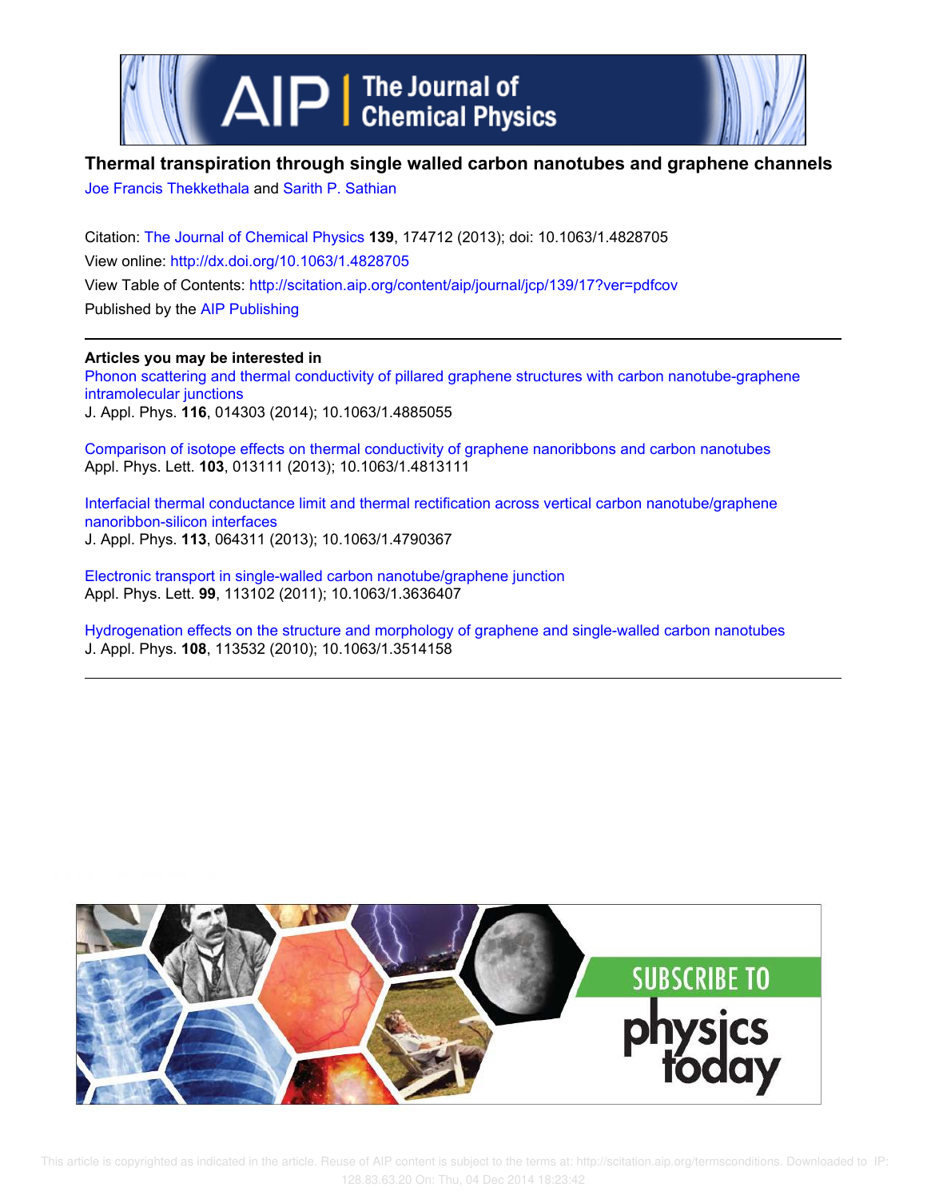# Thermal transpiration through single walled carbon nanotubes and graphene channels

Joe Francis Thekkethala and Sarith P. Sathian

Citation: The Journal of Chemical Physics **139**, 174712 (2013); doi: 10.1063/1.4828705

View online: http://dx.doi.org/10.1063/1.4828705

View Table of Contents: http://scitation.aip.org/content/aip/journal/jcp/139/17?ver=pdfcov

Published by the AIP Publishing

**Articles you may be interested in**

Phonon scattering and thermal conductivity of pillared graphene structures with carbon nanotube-graphene intramolecular junctions
J. Appl. Phys. **116**, 014303 (2014); 10.1063/1.4885055

Comparison of isotope effects on thermal conductivity of graphene nanoribbons and carbon nanotubes
Appl. Phys. Lett. **103**, 013111 (2013); 10.1063/1.4813111

Interfacial thermal conductance limit and thermal rectification across vertical carbon nanotube/graphene nanoribbon-silicon interfaces
J. Appl. Phys. **113**, 064311 (2013); 10.1063/1.4790367

Electronic transport in single-walled carbon nanotube/graphene junction
Appl. Phys. Lett. **99**, 113102 (2011); 10.1063/1.3636407

Hydrogenation effects on the structure and morphology of graphene and single-walled carbon nanotubes
J. Appl. Phys. **108**, 113532 (2010); 10.1063/1.3514158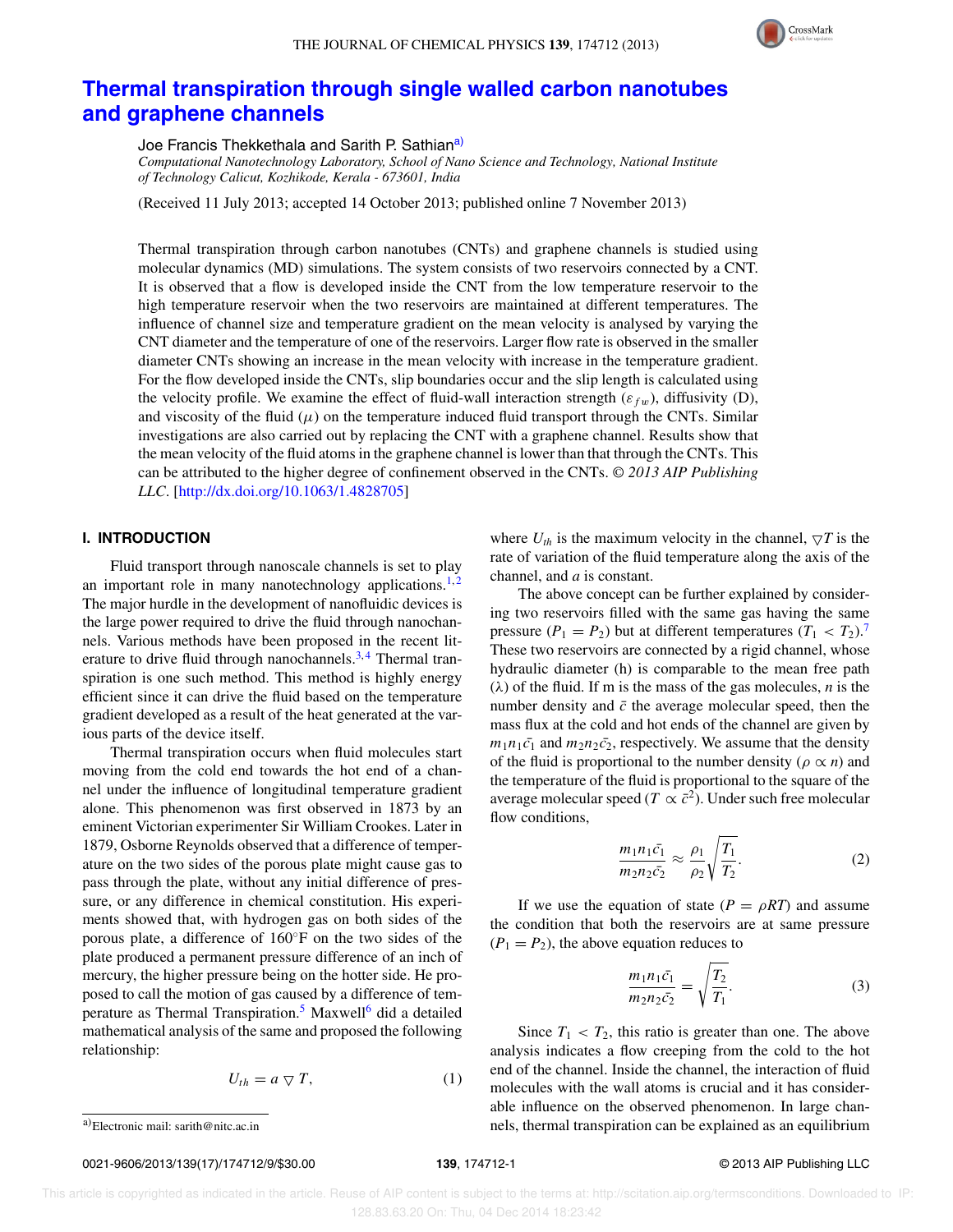# Thermal transpiration through single walled carbon nanotubes and graphene channels

Joe Francis Thekkethala and Sarith P. Sathian[a)]

*Computational Nanotechnology Laboratory, School of Nano Science and Technology, National Institute of Technology Calicut, Kozhikode, Kerala - 673601, India*

(Received 11 July 2013; accepted 14 October 2013; published online 7 November 2013)

Thermal transpiration through carbon nanotubes (CNTs) and graphene channels is studied using molecular dynamics (MD) simulations. The system consists of two reservoirs connected by a CNT. It is observed that a flow is developed inside the CNT from the low temperature reservoir to the high temperature reservoir when the two reservoirs are maintained at different temperatures. The influence of channel size and temperature gradient on the mean velocity is analysed by varying the CNT diameter and the temperature of one of the reservoirs. Larger flow rate is observed in the smaller diameter CNTs showing an increase in the mean velocity with increase in the temperature gradient. For the flow developed inside the CNTs, slip boundaries occur and the slip length is calculated using the velocity profile. We examine the effect of fluid-wall interaction strength ($\varepsilon_{fw}$), diffusivity (D), and viscosity of the fluid ($\mu$) on the temperature induced fluid transport through the CNTs. Similar investigations are also carried out by replacing the CNT with a graphene channel. Results show that the mean velocity of the fluid atoms in the graphene channel is lower than that through the CNTs. This can be attributed to the higher degree of confinement observed in the CNTs. *© 2013 AIP Publishing LLC*. [http://dx.doi.org/10.1063/1.4828705]

## I. INTRODUCTION

Fluid transport through nanoscale channels is set to play an important role in many nanotechnology applications.[1,2] The major hurdle in the development of nanofluidic devices is the large power required to drive the fluid through nanochannels. Various methods have been proposed in the recent literature to drive fluid through nanochannels.[3,4] Thermal transpiration is one such method. This method is highly energy efficient since it can drive the fluid based on the temperature gradient developed as a result of the heat generated at the various parts of the device itself.

Thermal transpiration occurs when fluid molecules start moving from the cold end towards the hot end of a channel under the influence of longitudinal temperature gradient alone. This phenomenon was first observed in 1873 by an eminent Victorian experimenter Sir William Crookes. Later in 1879, Osborne Reynolds observed that a difference of temperature on the two sides of the porous plate might cause gas to pass through the plate, without any initial difference of pressure, or any difference in chemical constitution. His experiments showed that, with hydrogen gas on both sides of the porous plate, a difference of 160°F on the two sides of the plate produced a permanent pressure difference of an inch of mercury, the higher pressure being on the hotter side. He proposed to call the motion of gas caused by a difference of temperature as Thermal Transpiration.[5] Maxwell[6] did a detailed mathematical analysis of the same and proposed the following relationship:

$$U_{th} = a \bigtriangledown T, \tag{1}$$

where $U_{th}$ is the maximum velocity in the channel, $\bigtriangledown T$ is the rate of variation of the fluid temperature along the axis of the channel, and $a$ is constant.

The above concept can be further explained by considering two reservoirs filled with the same gas having the same pressure ($P_1 = P_2$) but at different temperatures ($T_1 < T_2$).[7] These two reservoirs are connected by a rigid channel, whose hydraulic diameter (h) is comparable to the mean free path ($\lambda$) of the fluid. If m is the mass of the gas molecules, $n$ is the number density and $\bar{c}$ the average molecular speed, then the mass flux at the cold and hot ends of the channel are given by $m_1 n_1 \bar{c_1}$ and $m_2 n_2 \bar{c_2}$, respectively. We assume that the density of the fluid is proportional to the number density ($\rho \propto n$) and the temperature of the fluid is proportional to the square of the average molecular speed ($T \propto \bar{c}^2$). Under such free molecular flow conditions,

$$\frac{m_1 n_1 \bar{c_1}}{m_2 n_2 \bar{c_2}} \approx \frac{\rho_1}{\rho_2}\sqrt{\frac{T_1}{T_2}}. \tag{2}$$

If we use the equation of state ($P = \rho RT$) and assume the condition that both the reservoirs are at same pressure ($P_1 = P_2$), the above equation reduces to

$$\frac{m_1 n_1 \bar{c_1}}{m_2 n_2 \bar{c_2}} = \sqrt{\frac{T_2}{T_1}}. \tag{3}$$

Since $T_1 < T_2$, this ratio is greater than one. The above analysis indicates a flow creeping from the cold to the hot end of the channel. Inside the channel, the interaction of fluid molecules with the wall atoms is crucial and it has considerable influence on the observed phenomenon. In large channels, thermal transpiration can be explained as an equilibrium

[a)]Electronic mail: sarith@nitc.ac.in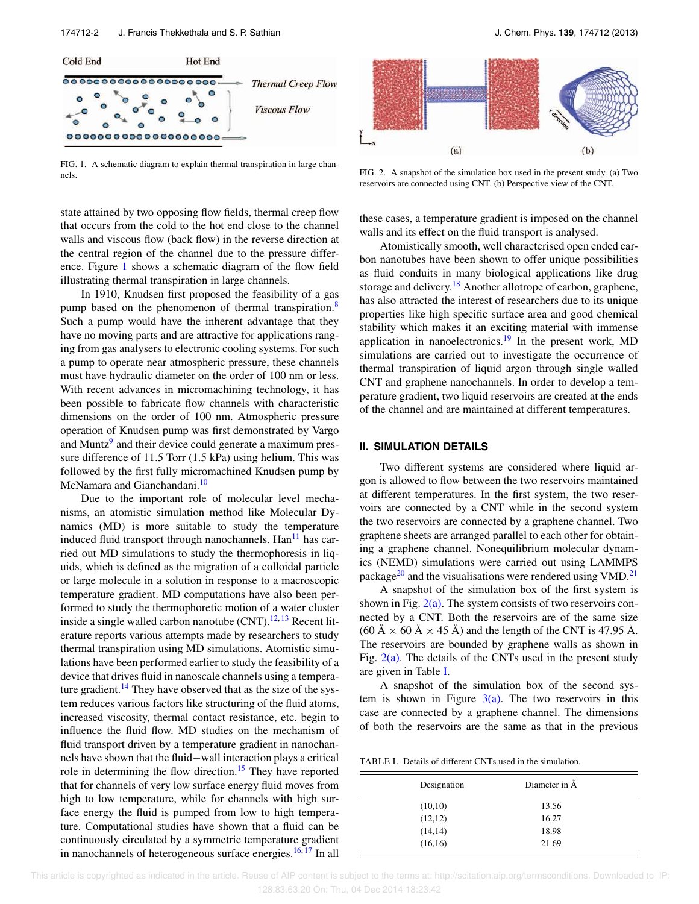Cold End

Hot End

Thermal Creep Flow

Viscous Flow

FIG. 1. A schematic diagram to explain thermal transpiration in large channels.

y

x

z direction

(a)

(b)

FIG. 2. A snapshot of the simulation box used in the present study. (a) Two reservoirs are connected using CNT. (b) Perspective view of the CNT.

state attained by two opposing flow fields, thermal creep flow that occurs from the cold to the hot end close to the channel walls and viscous flow (back flow) in the reverse direction at the central region of the channel due to the pressure difference. Figure 1 shows a schematic diagram of the flow field illustrating thermal transpiration in large channels.

In 1910, Knudsen first proposed the feasibility of a gas pump based on the phenomenon of thermal transpiration.[8] Such a pump would have the inherent advantage that they have no moving parts and are attractive for applications ranging from gas analysers to electronic cooling systems. For such a pump to operate near atmospheric pressure, these channels must have hydraulic diameter on the order of 100 nm or less. With recent advances in micromachining technology, it has been possible to fabricate flow channels with characteristic dimensions on the order of 100 nm. Atmospheric pressure operation of Knudsen pump was first demonstrated by Vargo and Muntz[9] and their device could generate a maximum pressure difference of 11.5 Torr (1.5 kPa) using helium. This was followed by the first fully micromachined Knudsen pump by McNamara and Gianchandani.[10]

Due to the important role of molecular level mechanisms, an atomistic simulation method like Molecular Dynamics (MD) is more suitable to study the temperature induced fluid transport through nanochannels. Han[11] has carried out MD simulations to study the thermophoresis in liquids, which is defined as the migration of a colloidal particle or large molecule in a solution in response to a macroscopic temperature gradient. MD computations have also been performed to study the thermophoretic motion of a water cluster inside a single walled carbon nanotube (CNT).[12,13] Recent literature reports various attempts made by researchers to study thermal transpiration using MD simulations. Atomistic simulations have been performed earlier to study the feasibility of a device that drives fluid in nanoscale channels using a temperature gradient.[14] They have observed that as the size of the system reduces various factors like structuring of the fluid atoms, increased viscosity, thermal contact resistance, etc. begin to influence the fluid flow. MD studies on the mechanism of fluid transport driven by a temperature gradient in nanochannels have shown that the fluid–wall interaction plays a critical role in determining the flow direction.[15] They have reported that for channels of very low surface energy fluid moves from high to low temperature, while for channels with high surface energy the fluid is pumped from low to high temperature. Computational studies have shown that a fluid can be continuously circulated by a symmetric temperature gradient in nanochannels of heterogeneous surface energies.[16,17] In all these cases, a temperature gradient is imposed on the channel walls and its effect on the fluid transport is analysed.

Atomistically smooth, well characterised open ended carbon nanotubes have been shown to offer unique possibilities as fluid conduits in many biological applications like drug storage and delivery.[18] Another allotrope of carbon, graphene, has also attracted the interest of researchers due to its unique properties like high specific surface area and good chemical stability which makes it an exciting material with immense application in nanoelectronics.[19] In the present work, MD simulations are carried out to investigate the occurrence of thermal transpiration of liquid argon through single walled CNT and graphene nanochannels. In order to develop a temperature gradient, two liquid reservoirs are created at the ends of the channel and are maintained at different temperatures.

## II. SIMULATION DETAILS

Two different systems are considered where liquid argon is allowed to flow between the two reservoirs maintained at different temperatures. In the first system, the two reservoirs are connected by a CNT while in the second system the two reservoirs are connected by a graphene channel. Two graphene sheets are arranged parallel to each other for obtaining a graphene channel. Nonequilibrium molecular dynamics (NEMD) simulations were carried out using LAMMPS package[20] and the visualisations were rendered using VMD.[21]

A snapshot of the simulation box of the first system is shown in Fig. 2(a). The system consists of two reservoirs connected by a CNT. Both the reservoirs are of the same size (60 Å × 60 Å × 45 Å) and the length of the CNT is 47.95 Å. The reservoirs are bounded by graphene walls as shown in Fig. 2(a). The details of the CNTs used in the present study are given in Table I.

A snapshot of the simulation box of the second system is shown in Figure 3(a). The two reservoirs in this case are connected by a graphene channel. The dimensions of both the reservoirs are the same as that in the previous

TABLE I. Details of different CNTs used in the simulation.

| Designation | Diameter in Å |
|---|---|
| (10,10) | 13.56 |
| (12,12) | 16.27 |
| (14,14) | 18.98 |
| (16,16) | 21.69 |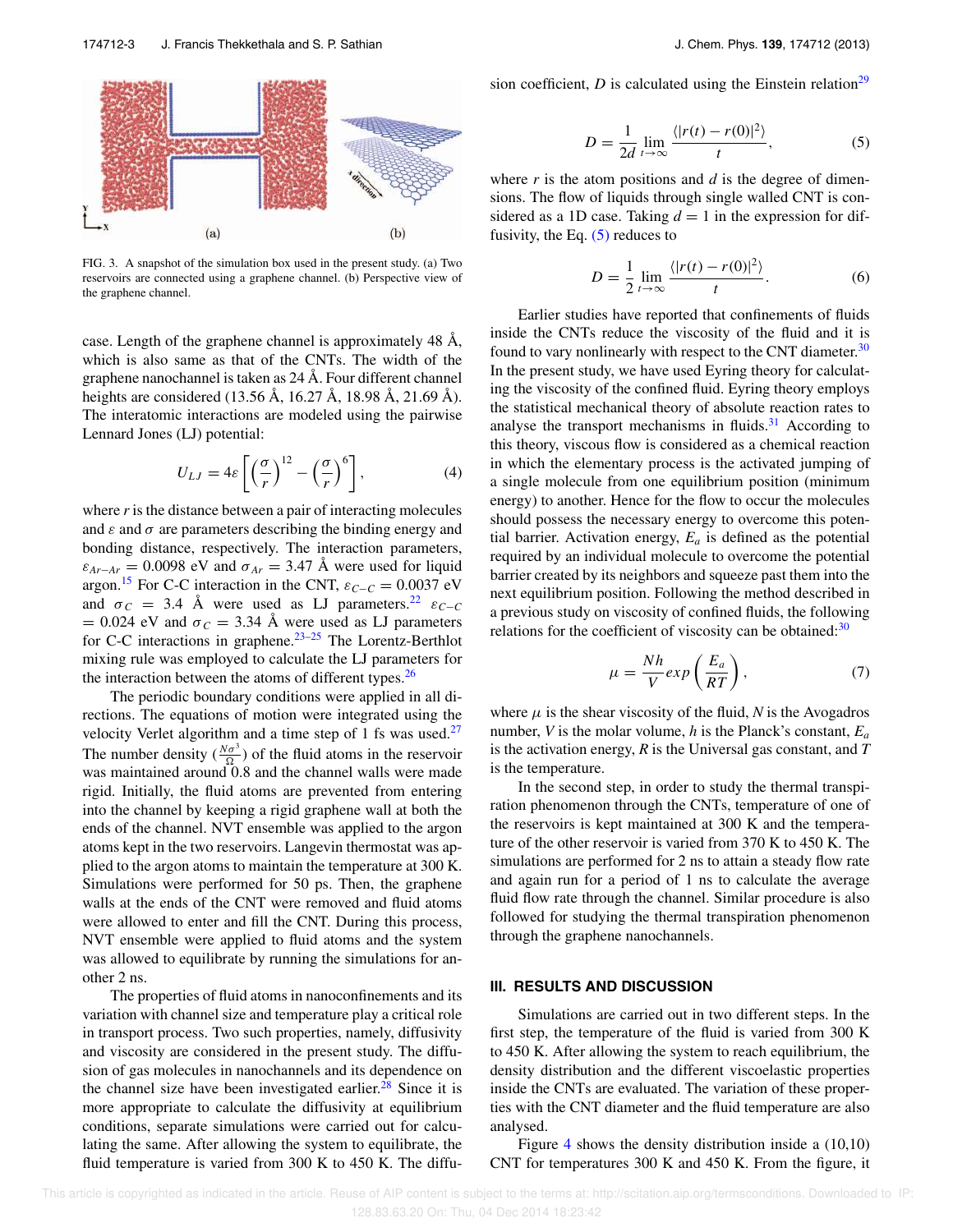FIG. 3. A snapshot of the simulation box used in the present study. (a) Two reservoirs are connected using a graphene channel. (b) Perspective view of the graphene channel.

case. Length of the graphene channel is approximately 48 Å, which is also same as that of the CNTs. The width of the graphene nanochannel is taken as 24 Å. Four different channel heights are considered (13.56 Å, 16.27 Å, 18.98 Å, 21.69 Å). The interatomic interactions are modeled using the pairwise Lennard Jones (LJ) potential:

$$U_{LJ} = 4\varepsilon\left[\left(\frac{\sigma}{r}\right)^{12} - \left(\frac{\sigma}{r}\right)^{6}\right], \tag{4}$$

where $r$ is the distance between a pair of interacting molecules and $\varepsilon$ and $\sigma$ are parameters describing the binding energy and bonding distance, respectively. The interaction parameters, $\varepsilon_{Ar-Ar} = 0.0098$ eV and $\sigma_{Ar} = 3.47$ Å were used for liquid argon.[15] For C-C interaction in the CNT, $\varepsilon_{C-C} = 0.0037$ eV and $\sigma_C = 3.4$ Å were used as LJ parameters.[22] $\varepsilon_{C-C} = 0.024$ eV and $\sigma_C = 3.34$ Å were used as LJ parameters for C-C interactions in graphene.[23–25] The Lorentz-Berthlot mixing rule was employed to calculate the LJ parameters for the interaction between the atoms of different types.[26]

The periodic boundary conditions were applied in all directions. The equations of motion were integrated using the velocity Verlet algorithm and a time step of 1 fs was used.[27] The number density ($\frac{N\sigma^3}{\Omega}$) of the fluid atoms in the reservoir was maintained around 0.8 and the channel walls were made rigid. Initially, the fluid atoms are prevented from entering into the channel by keeping a rigid graphene wall at both the ends of the channel. NVT ensemble was applied to the argon atoms kept in the two reservoirs. Langevin thermostat was applied to the argon atoms to maintain the temperature at 300 K. Simulations were performed for 50 ps. Then, the graphene walls at the ends of the CNT were removed and fluid atoms were allowed to enter and fill the CNT. During this process, NVT ensemble were applied to fluid atoms and the system was allowed to equilibrate by running the simulations for another 2 ns.

The properties of fluid atoms in nanoconfinements and its variation with channel size and temperature play a critical role in transport process. Two such properties, namely, diffusivity and viscosity are considered in the present study. The diffusion of gas molecules in nanochannels and its dependence on the channel size have been investigated earlier.[28] Since it is more appropriate to calculate the diffusivity at equilibrium conditions, separate simulations were carried out for calculating the same. After allowing the system to equilibrate, the fluid temperature is varied from 300 K to 450 K. The diffusion coefficient, $D$ is calculated using the Einstein relation[29]

$$D = \frac{1}{2d}\lim_{t\to\infty}\frac{\langle|r(t) - r(0)|^2\rangle}{t}, \tag{5}$$

where $r$ is the atom positions and $d$ is the degree of dimensions. The flow of liquids through single walled CNT is considered as a 1D case. Taking $d = 1$ in the expression for diffusivity, the Eq. (5) reduces to

$$D = \frac{1}{2}\lim_{t\to\infty}\frac{\langle|r(t) - r(0)|^2\rangle}{t}. \tag{6}$$

Earlier studies have reported that confinements of fluids inside the CNTs reduce the viscosity of the fluid and it is found to vary nonlinearly with respect to the CNT diameter.[30] In the present study, we have used Eyring theory for calculating the viscosity of the confined fluid. Eyring theory employs the statistical mechanical theory of absolute reaction rates to analyse the transport mechanisms in fluids.[31] According to this theory, viscous flow is considered as a chemical reaction in which the elementary process is the activated jumping of a single molecule from one equilibrium position (minimum energy) to another. Hence for the flow to occur the molecules should possess the necessary energy to overcome this potential barrier. Activation energy, $E_a$ is defined as the potential required by an individual molecule to overcome the potential barrier created by its neighbors and squeeze past them into the next equilibrium position. Following the method described in a previous study on viscosity of confined fluids, the following relations for the coefficient of viscosity can be obtained:[30]

$$\mu = \frac{Nh}{V}exp\left(\frac{E_a}{RT}\right), \tag{7}$$

where $\mu$ is the shear viscosity of the fluid, $N$ is the Avogadros number, $V$ is the molar volume, $h$ is the Planck's constant, $E_a$ is the activation energy, $R$ is the Universal gas constant, and $T$ is the temperature.

In the second step, in order to study the thermal transpiration phenomenon through the CNTs, temperature of one of the reservoirs is kept maintained at 300 K and the temperature of the other reservoir is varied from 370 K to 450 K. The simulations are performed for 2 ns to attain a steady flow rate and again run for a period of 1 ns to calculate the average fluid flow rate through the channel. Similar procedure is also followed for studying the thermal transpiration phenomenon through the graphene nanochannels.

## III. RESULTS AND DISCUSSION

Simulations are carried out in two different steps. In the first step, the temperature of the fluid is varied from 300 K to 450 K. After allowing the system to reach equilibrium, the density distribution and the different viscoelastic properties inside the CNTs are evaluated. The variation of these properties with the CNT diameter and the fluid temperature are also analysed.

Figure 4 shows the density distribution inside a (10,10) CNT for temperatures 300 K and 450 K. From the figure, it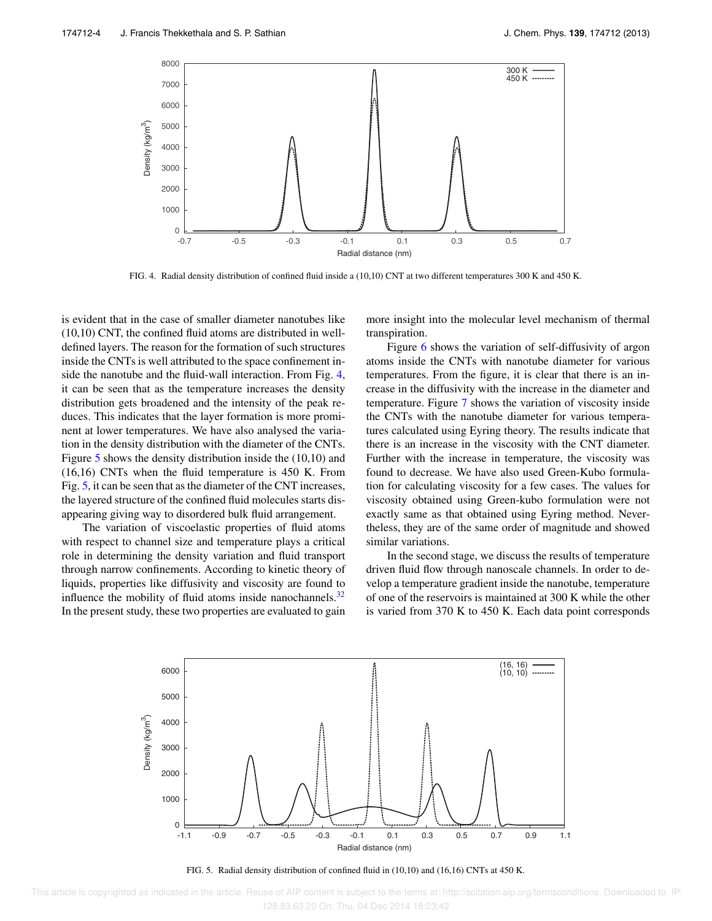300 K
450 K

Density (kg/m$^3$)

8000
7000
6000
5000
4000
3000
2000
1000
0

-0.7 -0.5 -0.3 -0.1 0.1 0.3 0.5 0.7

Radial distance (nm)

FIG. 4. Radial density distribution of confined fluid inside a (10,10) CNT at two different temperatures 300 K and 450 K.

is evident that in the case of smaller diameter nanotubes like (10,10) CNT, the confined fluid atoms are distributed in well-defined layers. The reason for the formation of such structures inside the CNTs is well attributed to the space confinement inside the nanotube and the fluid-wall interaction. From Fig. 4, it can be seen that as the temperature increases the density distribution gets broadened and the intensity of the peak reduces. This indicates that the layer formation is more prominent at lower temperatures. We have also analysed the variation in the density distribution with the diameter of the CNTs. Figure 5 shows the density distribution inside the (10,10) and (16,16) CNTs when the fluid temperature is 450 K. From Fig. 5, it can be seen that as the diameter of the CNT increases, the layered structure of the confined fluid molecules starts disappearing giving way to disordered bulk fluid arrangement.

The variation of viscoelastic properties of fluid atoms with respect to channel size and temperature plays a critical role in determining the density variation and fluid transport through narrow confinements. According to kinetic theory of liquids, properties like diffusivity and viscosity are found to influence the mobility of fluid atoms inside nanochannels.[32] In the present study, these two properties are evaluated to gain more insight into the molecular level mechanism of thermal transpiration.

Figure 6 shows the variation of self-diffusivity of argon atoms inside the CNTs with nanotube diameter for various temperatures. From the figure, it is clear that there is an increase in the diffusivity with the increase in the diameter and temperature. Figure 7 shows the variation of viscosity inside the CNTs with the nanotube diameter for various temperatures calculated using Eyring theory. The results indicate that there is an increase in the viscosity with the CNT diameter. Further with the increase in temperature, the viscosity was found to decrease. We have also used Green-Kubo formulation for calculating viscosity for a few cases. The values for viscosity obtained using Green-kubo formulation were not exactly same as that obtained using Eyring method. Nevertheless, they are of the same order of magnitude and showed similar variations.

In the second stage, we discuss the results of temperature driven fluid flow through nanoscale channels. In order to develop a temperature gradient inside the nanotube, temperature of one of the reservoirs is maintained at 300 K while the other is varied from 370 K to 450 K. Each data point corresponds

(16, 16)
(10, 10)

Density (kg/m$^3$)

6000
5000
4000
3000
2000
1000
0

-1.1 -0.9 -0.7 -0.5 -0.3 -0.1 0.1 0.3 0.5 0.7 0.9 1.1

Radial distance (nm)

FIG. 5. Radial density distribution of confined fluid in (10,10) and (16,16) CNTs at 450 K.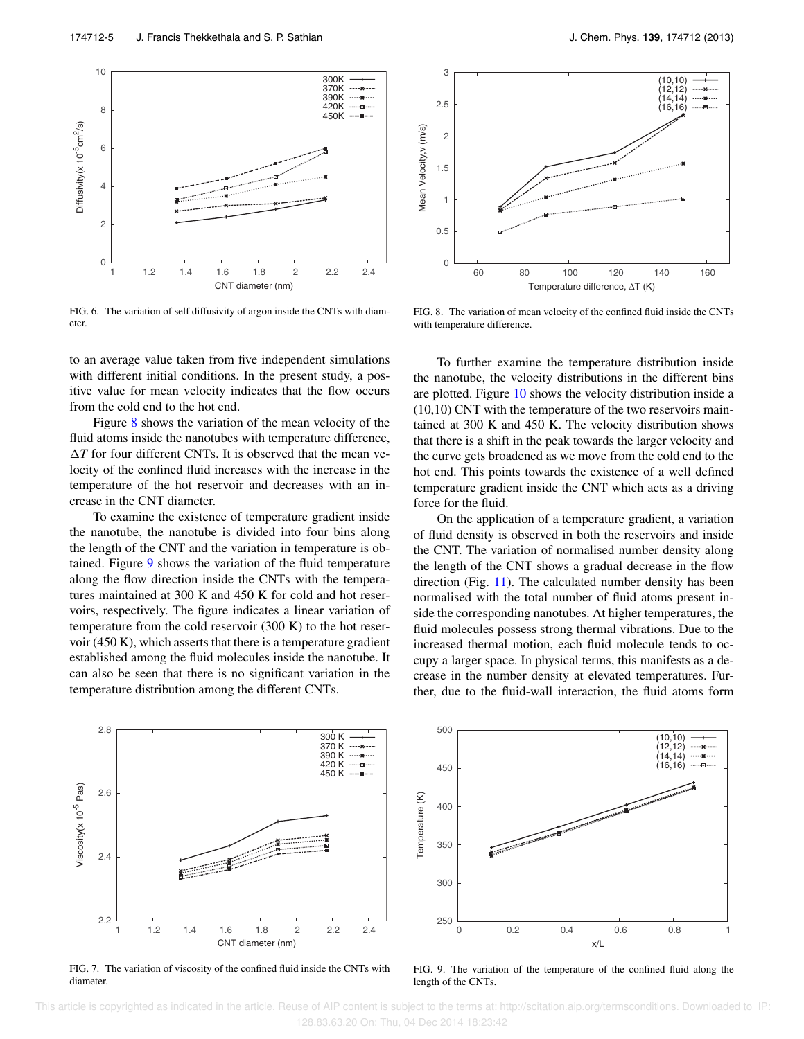10

8

6

4

2

0

1 1.2 1.4 1.6 1.8 2 2.2 2.4

CNT diameter (nm)

Diffusivity(x 10$^{-5}$cm$^2$/s)

300K
370K
390K
420K
450K

FIG. 6. The variation of self diffusivity of argon inside the CNTs with diameter.

3

2.5

2

1.5

1

0.5

0

60 80 100 120 140 160

Temperature difference, ΔT (K)

Mean Velocity,v (m/s)

(10,10)
(12,12)
(14,14)
(16,16)

FIG. 8. The variation of mean velocity of the confined fluid inside the CNTs with temperature difference.

to an average value taken from five independent simulations with different initial conditions. In the present study, a positive value for mean velocity indicates that the flow occurs from the cold end to the hot end.

Figure 8 shows the variation of the mean velocity of the fluid atoms inside the nanotubes with temperature difference, $\Delta T$ for four different CNTs. It is observed that the mean velocity of the confined fluid increases with the increase in the temperature of the hot reservoir and decreases with an increase in the CNT diameter.

To examine the existence of temperature gradient inside the nanotube, the nanotube is divided into four bins along the length of the CNT and the variation in temperature is obtained. Figure 9 shows the variation of the fluid temperature along the flow direction inside the CNTs with the temperatures maintained at 300 K and 450 K for cold and hot reservoirs, respectively. The figure indicates a linear variation of temperature from the cold reservoir (300 K) to the hot reservoir (450 K), which asserts that there is a temperature gradient established among the fluid molecules inside the nanotube. It can also be seen that there is no significant variation in the temperature distribution among the different CNTs.

To further examine the temperature distribution inside the nanotube, the velocity distributions in the different bins are plotted. Figure 10 shows the velocity distribution inside a (10,10) CNT with the temperature of the two reservoirs maintained at 300 K and 450 K. The velocity distribution shows that there is a shift in the peak towards the larger velocity and the curve gets broadened as we move from the cold end to the hot end. This points towards the existence of a well defined temperature gradient inside the CNT which acts as a driving force for the fluid.

On the application of a temperature gradient, a variation of fluid density is observed in both the reservoirs and inside the CNT. The variation of normalised number density along the length of the CNT shows a gradual decrease in the flow direction (Fig. 11). The calculated number density has been normalised with the total number of fluid atoms present inside the corresponding nanotubes. At higher temperatures, the fluid molecules possess strong thermal vibrations. Due to the increased thermal motion, each fluid molecule tends to occupy a larger space. In physical terms, this manifests as a decrease in the number density at elevated temperatures. Further, due to the fluid-wall interaction, the fluid atoms form

2.8

2.6

2.4

2.2

1 1.2 1.4 1.6 1.8 2 2.2 2.4

CNT diameter (nm)

Viscosity(x 10$^{-5}$ Pas)

300 K
370 K
390 K
420 K
450 K

FIG. 7. The variation of viscosity of the confined fluid inside the CNTs with diameter.

500

450

400

350

300

250

0 0.2 0.4 0.6 0.8 1

x/L

Temperature (K)

(10,10)
(12,12)
(14,14)
(16,16)

FIG. 9. The variation of the temperature of the confined fluid along the length of the CNTs.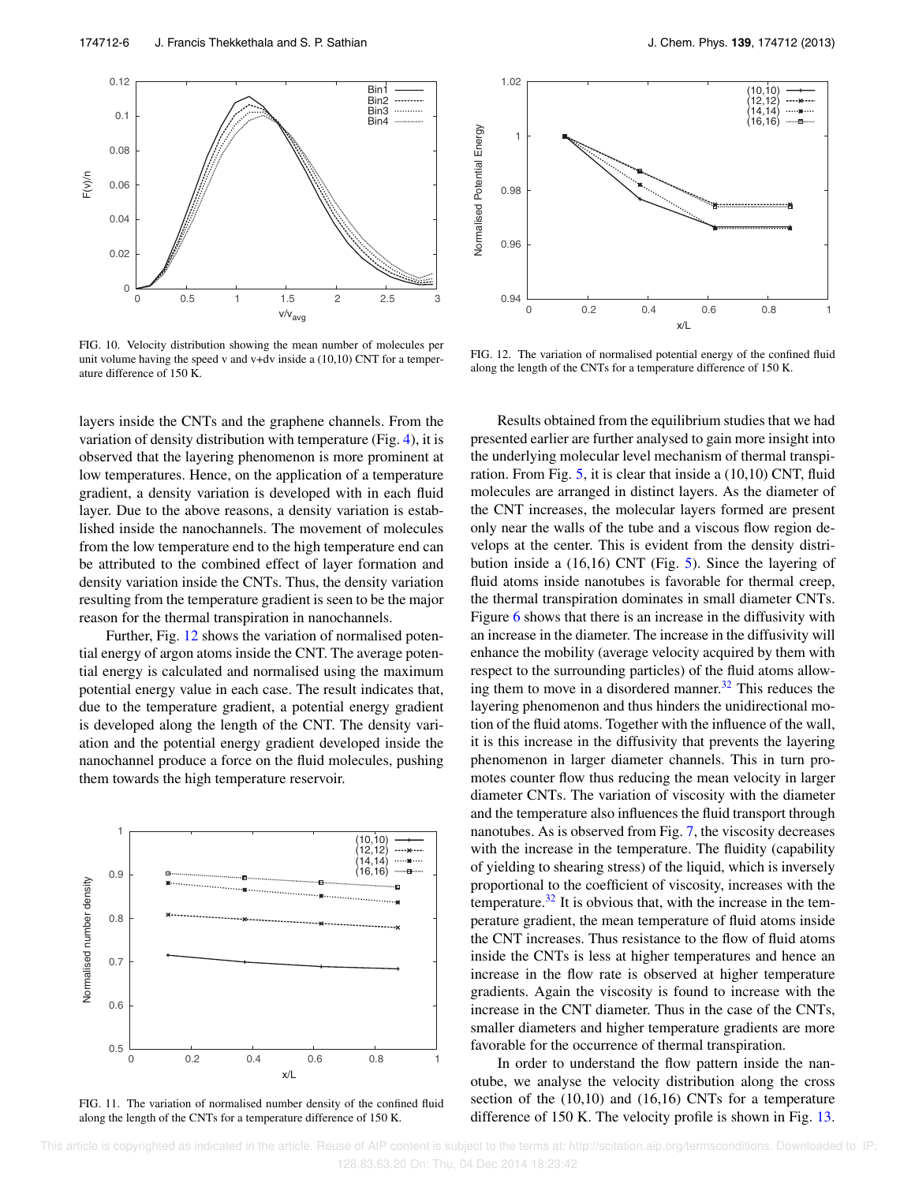0.12
0.1
0.08
0.06
0.04
0.02
0
F(v)/n
0 0.5 1 1.5 2 2.5 3
$v/v_{avg}$
Bin1
Bin2
Bin3
Bin4

FIG. 10. Velocity distribution showing the mean number of molecules per unit volume having the speed v and v+dv inside a (10,10) CNT for a temperature difference of 150 K.

1.02
1
0.98
0.96
0.94
Normalised Potential Energy
0 0.2 0.4 0.6 0.8 1
x/L
(10,10)
(12,12)
(14,14)
(16,16)

FIG. 12. The variation of normalised potential energy of the confined fluid along the length of the CNTs for a temperature difference of 150 K.

layers inside the CNTs and the graphene channels. From the variation of density distribution with temperature (Fig. 4), it is observed that the layering phenomenon is more prominent at low temperatures. Hence, on the application of a temperature gradient, a density variation is developed with in each fluid layer. Due to the above reasons, a density variation is established inside the nanochannels. The movement of molecules from the low temperature end to the high temperature end can be attributed to the combined effect of layer formation and density variation inside the CNTs. Thus, the density variation resulting from the temperature gradient is seen to be the major reason for the thermal transpiration in nanochannels.

Further, Fig. 12 shows the variation of normalised potential energy of argon atoms inside the CNT. The average potential energy is calculated and normalised using the maximum potential energy value in each case. The result indicates that, due to the temperature gradient, a potential energy gradient is developed along the length of the CNT. The density variation and the potential energy gradient developed inside the nanochannel produce a force on the fluid molecules, pushing them towards the high temperature reservoir.

1
0.9
0.8
0.7
0.6
0.5
Normalised number density
0 0.2 0.4 0.6 0.8 1
x/L
(10,10)
(12,12)
(14,14)
(16,16)

FIG. 11. The variation of normalised number density of the confined fluid along the length of the CNTs for a temperature difference of 150 K.

Results obtained from the equilibrium studies that we had presented earlier are further analysed to gain more insight into the underlying molecular level mechanism of thermal transpiration. From Fig. 5, it is clear that inside a (10,10) CNT, fluid molecules are arranged in distinct layers. As the diameter of the CNT increases, the molecular layers formed are present only near the walls of the tube and a viscous flow region develops at the center. This is evident from the density distribution inside a (16,16) CNT (Fig. 5). Since the layering of fluid atoms inside nanotubes is favorable for thermal creep, the thermal transpiration dominates in small diameter CNTs. Figure 6 shows that there is an increase in the diffusivity with an increase in the diameter. The increase in the diffusivity will enhance the mobility (average velocity acquired by them with respect to the surrounding particles) of the fluid atoms allowing them to move in a disordered manner.[32] This reduces the layering phenomenon and thus hinders the unidirectional motion of the fluid atoms. Together with the influence of the wall, it is this increase in the diffusivity that prevents the layering phenomenon in larger diameter channels. This in turn promotes counter flow thus reducing the mean velocity in larger diameter CNTs. The variation of viscosity with the diameter and the temperature also influences the fluid transport through nanotubes. As is observed from Fig. 7, the viscosity decreases with the increase in the temperature. The fluidity (capability of yielding to shearing stress) of the liquid, which is inversely proportional to the coefficient of viscosity, increases with the temperature.[32] It is obvious that, with the increase in the temperature gradient, the mean temperature of fluid atoms inside the CNT increases. Thus resistance to the flow of fluid atoms inside the CNTs is less at higher temperatures and hence an increase in the flow rate is observed at higher temperature gradients. Again the viscosity is found to increase with the increase in the CNT diameter. Thus in the case of the CNTs, smaller diameters and higher temperature gradients are more favorable for the occurrence of thermal transpiration.

In order to understand the flow pattern inside the nanotube, we analyse the velocity distribution along the cross section of the (10,10) and (16,16) CNTs for a temperature difference of 150 K. The velocity profile is shown in Fig. 13.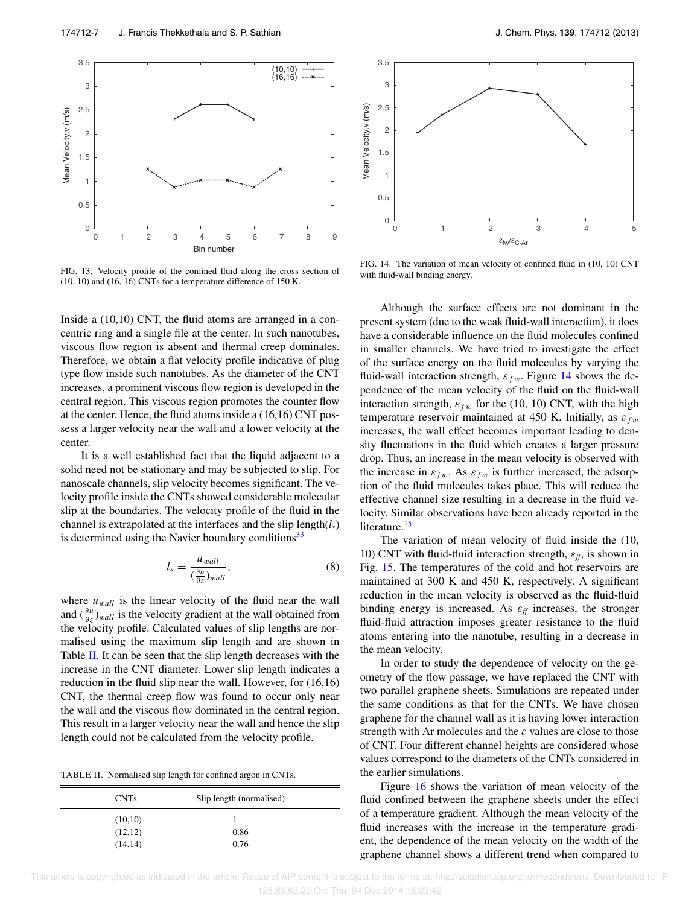FIG. 13. Velocity profile of the confined fluid along the cross section of (10, 10) and (16, 16) CNTs for a temperature difference of 150 K.

FIG. 14. The variation of mean velocity of confined fluid in (10, 10) CNT with fluid-wall binding energy.

Inside a (10,10) CNT, the fluid atoms are arranged in a concentric ring and a single file at the center. In such nanotubes, viscous flow region is absent and thermal creep dominates. Therefore, we obtain a flat velocity profile indicative of plug type flow inside such nanotubes. As the diameter of the CNT increases, a prominent viscous flow region is developed in the central region. This viscous region promotes the counter flow at the center. Hence, the fluid atoms inside a (16,16) CNT possess a larger velocity near the wall and a lower velocity at the center.

It is a well established fact that the liquid adjacent to a solid need not be stationary and may be subjected to slip. For nanoscale channels, slip velocity becomes significant. The velocity profile inside the CNTs showed considerable molecular slip at the boundaries. The velocity profile of the fluid in the channel is extrapolated at the interfaces and the slip length($l_s$) is determined using the Navier boundary conditions[33]

$$l_s = \frac{u_{wall}}{(\frac{\partial u}{\partial z})_{wall}}, \tag{8}$$

where $u_{wall}$ is the linear velocity of the fluid near the wall and $(\frac{\partial u}{\partial z})_{wall}$ is the velocity gradient at the wall obtained from the velocity profile. Calculated values of slip lengths are normalised using the maximum slip length and are shown in Table II. It can be seen that the slip length decreases with the increase in the CNT diameter. Lower slip length indicates a reduction in the fluid slip near the wall. However, for (16,16) CNT, the thermal creep flow was found to occur only near the wall and the viscous flow dominated in the central region. This result in a larger velocity near the wall and hence the slip length could not be calculated from the velocity profile.

TABLE II. Normalised slip length for confined argon in CNTs.

| CNTs | Slip length (normalised) |
|---|---|
| (10,10) | 1 |
| (12,12) | 0.86 |
| (14,14) | 0.76 |

Although the surface effects are not dominant in the present system (due to the weak fluid-wall interaction), it does have a considerable influence on the fluid molecules confined in smaller channels. We have tried to investigate the effect of the surface energy on the fluid molecules by varying the fluid-wall interaction strength, $\varepsilon_{fw}$. Figure 14 shows the dependence of the mean velocity of the fluid on the fluid-wall interaction strength, $\varepsilon_{fw}$ for the (10, 10) CNT, with the high temperature reservoir maintained at 450 K. Initially, as $\varepsilon_{fw}$ increases, the wall effect becomes important leading to density fluctuations in the fluid which creates a larger pressure drop. Thus, an increase in the mean velocity is observed with the increase in $\varepsilon_{fw}$. As $\varepsilon_{fw}$ is further increased, the adsorption of the fluid molecules takes place. This will reduce the effective channel size resulting in a decrease in the fluid velocity. Similar observations have been already reported in the literature.[15]

The variation of mean velocity of fluid inside the (10, 10) CNT with fluid-fluid interaction strength, $\varepsilon_{ff}$, is shown in Fig. 15. The temperatures of the cold and hot reservoirs are maintained at 300 K and 450 K, respectively. A significant reduction in the mean velocity is observed as the fluid-fluid binding energy is increased. As $\varepsilon_{ff}$ increases, the stronger fluid-fluid attraction imposes greater resistance to the fluid atoms entering into the nanotube, resulting in a decrease in the mean velocity.

In order to study the dependence of velocity on the geometry of the flow passage, we have replaced the CNT with two parallel graphene sheets. Simulations are repeated under the same conditions as that for the CNTs. We have chosen graphene for the channel wall as it is having lower interaction strength with Ar molecules and the $\varepsilon$ values are close to those of CNT. Four different channel heights are considered whose values correspond to the diameters of the CNTs considered in the earlier simulations.

Figure 16 shows the variation of mean velocity of the fluid confined between the graphene sheets under the effect of a temperature gradient. Although the mean velocity of the fluid increases with the increase in the temperature gradient, the dependence of the mean velocity on the width of the graphene channel shows a different trend when compared to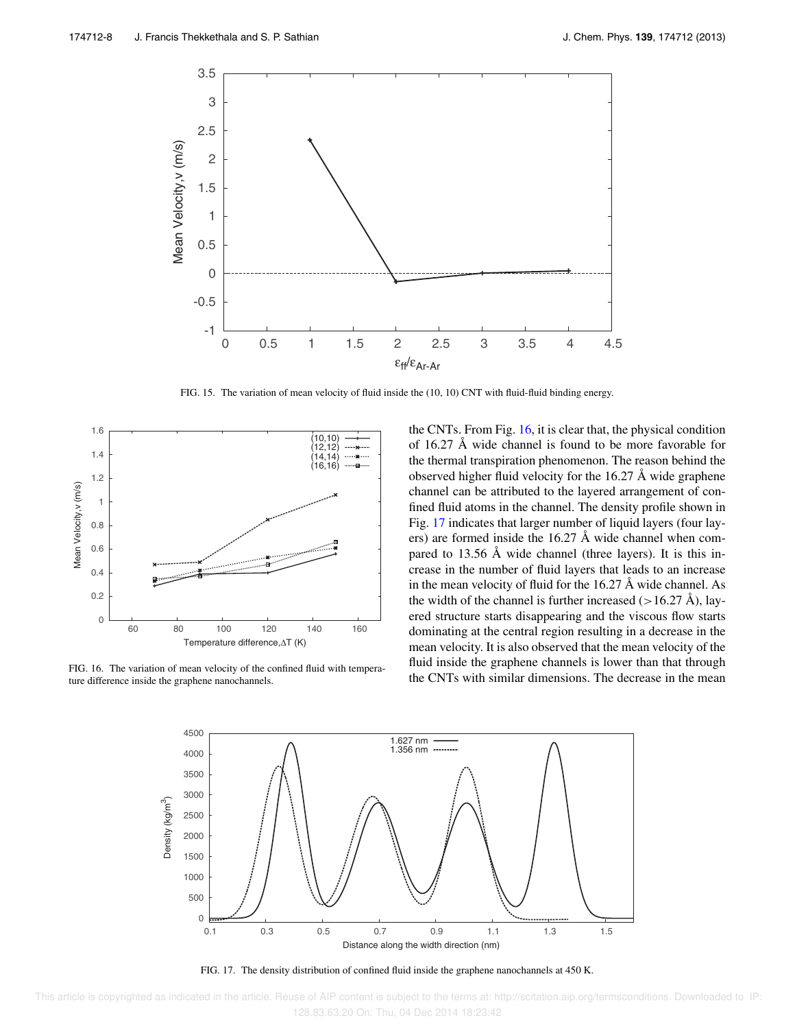Mean Velocity, v (m/s)

3.5
3
2.5
2
1.5
1
0.5
0
-0.5
-1

0 0.5 1 1.5 2 2.5 3 3.5 4 4.5

$\varepsilon_{ff}/\varepsilon_{Ar\text{-}Ar}$

FIG. 15. The variation of mean velocity of fluid inside the (10, 10) CNT with fluid-fluid binding energy.

Mean Velocity, v (m/s)

1.6
1.4
1.2
1
0.8
0.6
0.4
0.2
0

60 80 100 120 140 160

Temperature difference, $\Delta$T (K)

(10,10)
(12,12)
(14,14)
(16,16)

FIG. 16. The variation of mean velocity of the confined fluid with temperature difference inside the graphene nanochannels.

the CNTs. From Fig. 16, it is clear that, the physical condition of 16.27 Å wide channel is found to be more favorable for the thermal transpiration phenomenon. The reason behind the observed higher fluid velocity for the 16.27 Å wide graphene channel can be attributed to the layered arrangement of confined fluid atoms in the channel. The density profile shown in Fig. 17 indicates that larger number of liquid layers (four layers) are formed inside the 16.27 Å wide channel when compared to 13.56 Å wide channel (three layers). It is this increase in the number of fluid layers that leads to an increase in the mean velocity of fluid for the 16.27 Å wide channel. As the width of the channel is further increased (>16.27 Å), layered structure starts disappearing and the viscous flow starts dominating at the central region resulting in a decrease in the mean velocity. It is also observed that the mean velocity of the fluid inside the graphene channels is lower than that through the CNTs with similar dimensions. The decrease in the mean

Density (kg/m$^3$)

4500
4000
3500
3000
2500
2000
1500
1000
500
0

0.1 0.3 0.5 0.7 0.9 1.1 1.3 1.5

Distance along the width direction (nm)

1.627 nm
1.356 nm

FIG. 17. The density distribution of confined fluid inside the graphene nanochannels at 450 K.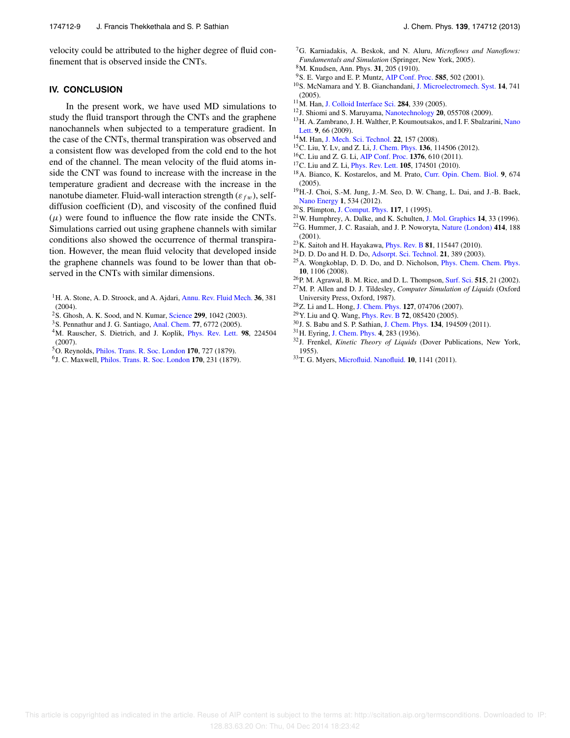velocity could be attributed to the higher degree of fluid confinement that is observed inside the CNTs.

## IV. CONCLUSION

In the present work, we have used MD simulations to study the fluid transport through the CNTs and the graphene nanochannels when subjected to a temperature gradient. In the case of the CNTs, thermal transpiration was observed and a consistent flow was developed from the cold end to the hot end of the channel. The mean velocity of the fluid atoms inside the CNT was found to increase with the increase in the temperature gradient and decrease with the increase in the nanotube diameter. Fluid-wall interaction strength ($\varepsilon_{fw}$), self-diffusion coefficient (D), and viscosity of the confined fluid ($\mu$) were found to influence the flow rate inside the CNTs. Simulations carried out using graphene channels with similar conditions also showed the occurrence of thermal transpiration. However, the mean fluid velocity that developed inside the graphene channels was found to be lower than that observed in the CNTs with similar dimensions.

[1] H. A. Stone, A. D. Stroock, and A. Ajdari, Annu. Rev. Fluid Mech. **36**, 381 (2004).
[2] S. Ghosh, A. K. Sood, and N. Kumar, Science **299**, 1042 (2003).
[3] S. Pennathur and J. G. Santiago, Anal. Chem. **77**, 6772 (2005).
[4] M. Rauscher, S. Dietrich, and J. Koplik, Phys. Rev. Lett. **98**, 224504 (2007).
[5] O. Reynolds, Philos. Trans. R. Soc. London **170**, 727 (1879).
[6] J. C. Maxwell, Philos. Trans. R. Soc. London **170**, 231 (1879).
[7] G. Karniadakis, A. Beskok, and N. Aluru, *Microflows and Nanoflows: Fundamentals and Simulation* (Springer, New York, 2005).
[8] M. Knudsen, Ann. Phys. **31**, 205 (1910).
[9] S. E. Vargo and E. P. Muntz, AIP Conf. Proc. **585**, 502 (2001).
[10] S. McNamara and Y. B. Gianchandani, J. Microelectromech. Syst. **14**, 741 (2005).
[11] M. Han, J. Colloid Interface Sci. **284**, 339 (2005).
[12] J. Shiomi and S. Maruyama, Nanotechnology **20**, 055708 (2009).
[13] H. A. Zambrano, J. H. Walther, P. Koumoutsakos, and I. F. Sbalzarini, Nano Lett. **9**, 66 (2009).
[14] M. Han, J. Mech. Sci. Technol. **22**, 157 (2008).
[15] C. Liu, Y. Lv, and Z. Li, J. Chem. Phys. **136**, 114506 (2012).
[16] C. Liu and Z. G. Li, AIP Conf. Proc. **1376**, 610 (2011).
[17] C. Liu and Z. Li, Phys. Rev. Lett. **105**, 174501 (2010).
[18] A. Bianco, K. Kostarelos, and M. Prato, Curr. Opin. Chem. Biol. **9**, 674 (2005).
[19] H.-J. Choi, S.-M. Jung, J.-M. Seo, D. W. Chang, L. Dai, and J.-B. Baek, Nano Energy **1**, 534 (2012).
[20] S. Plimpton, J. Comput. Phys. **117**, 1 (1995).
[21] W. Humphrey, A. Dalke, and K. Schulten, J. Mol. Graphics **14**, 33 (1996).
[22] G. Hummer, J. C. Rasaiah, and J. P. Noworyta, Nature (London) **414**, 188 (2001).
[23] K. Saitoh and H. Hayakawa, Phys. Rev. B **81**, 115447 (2010).
[24] D. D. Do and H. D. Do, Adsorpt. Sci. Technol. **21**, 389 (2003).
[25] A. Wongkoblap, D. D. Do, and D. Nicholson, Phys. Chem. Chem. Phys. **10**, 1106 (2008).
[26] P. M. Agrawal, B. M. Rice, and D. L. Thompson, Surf. Sci. **515**, 21 (2002).
[27] M. P. Allen and D. J. Tildesley, *Computer Simulation of Liquids* (Oxford University Press, Oxford, 1987).
[28] Z. Li and L. Hong, J. Chem. Phys. **127**, 074706 (2007).
[29] Y. Liu and Q. Wang, Phys. Rev. B **72**, 085420 (2005).
[30] J. S. Babu and S. P. Sathian, J. Chem. Phys. **134**, 194509 (2011).
[31] H. Eyring, J. Chem. Phys. **4**, 283 (1936).
[32] J. Frenkel, *Kinetic Theory of Liquids* (Dover Publications, New York, 1955).
[33] T. G. Myers, Microfluid. Nanofluid. **10**, 1141 (2011).